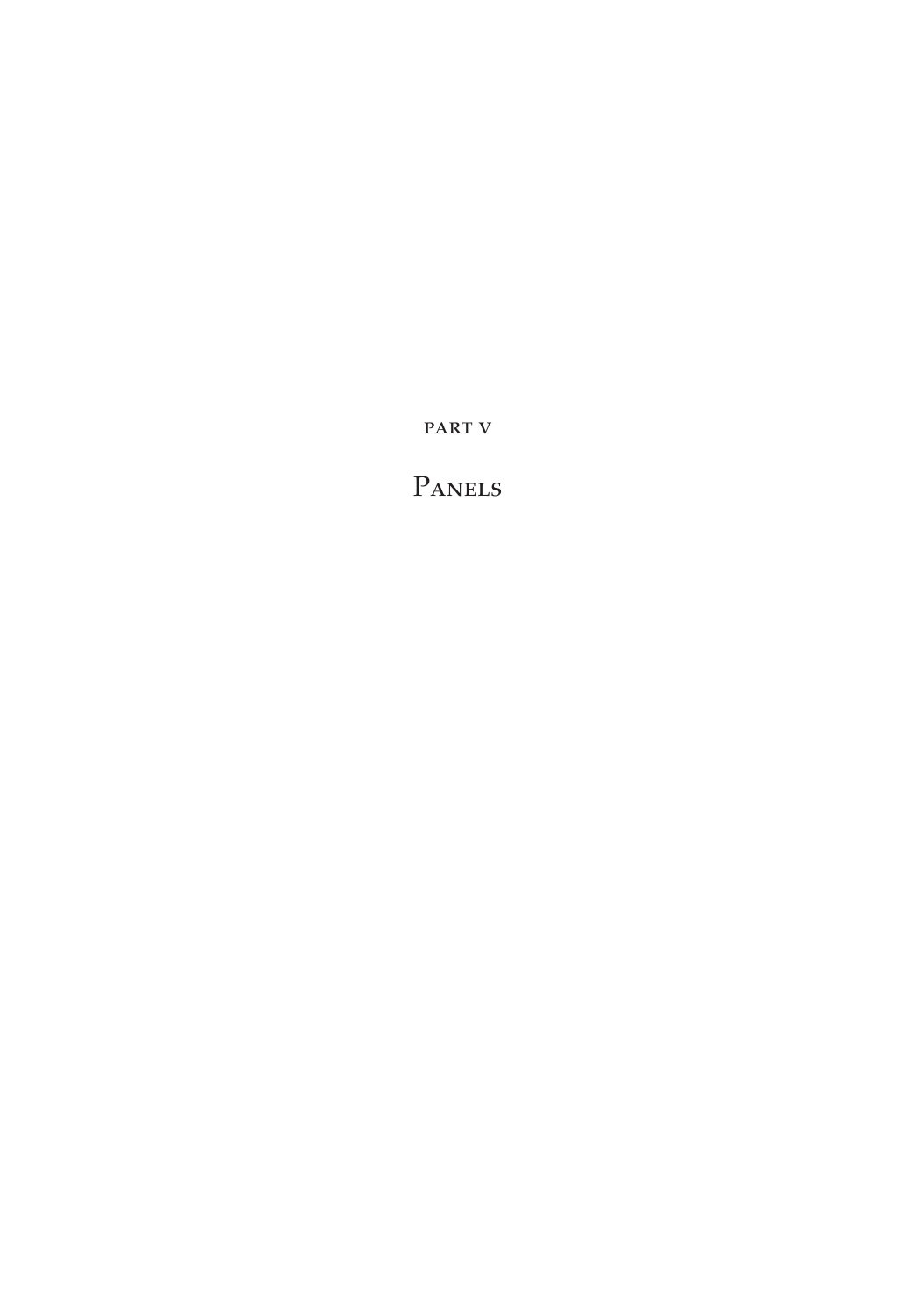PART V

# Panels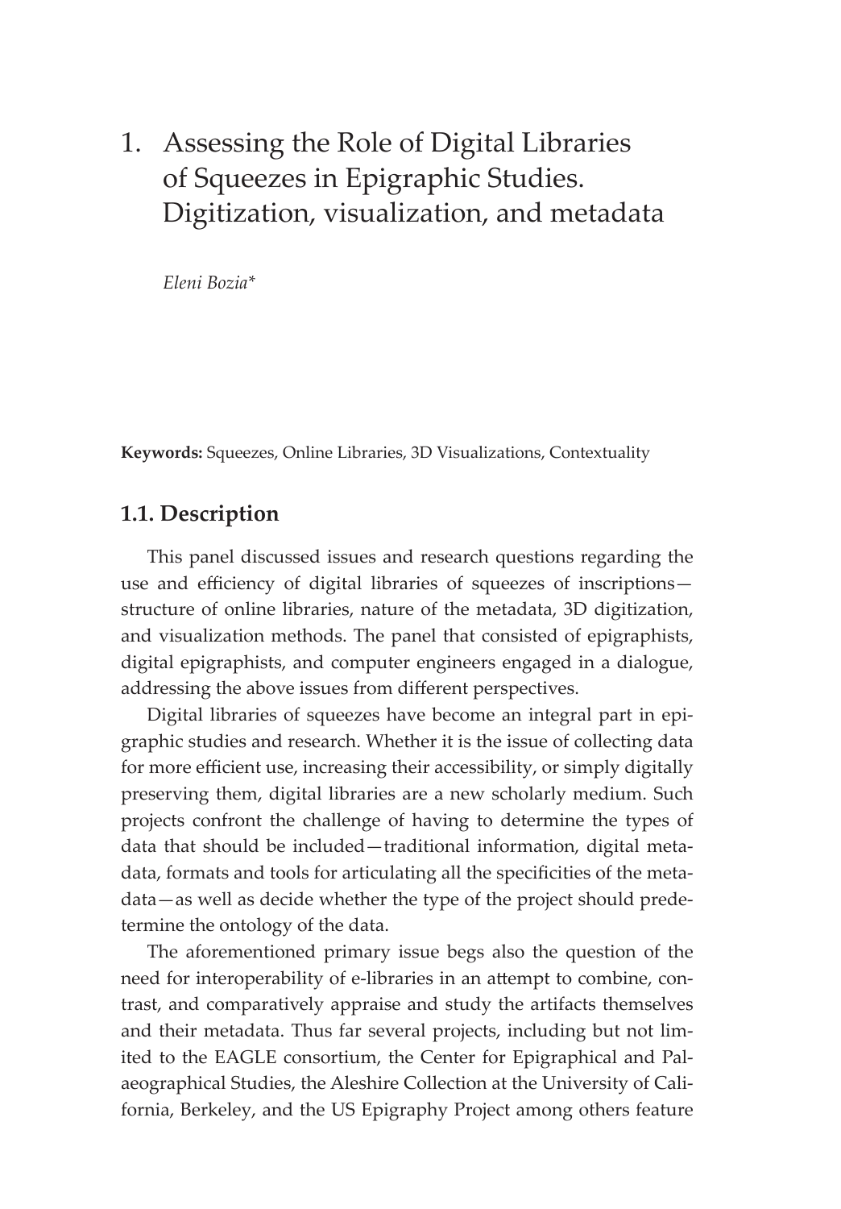# 1. Assessing the Role of Digital Libraries of Squeezes in Epigraphic Studies. Digitization, visualization, and metadata

*Eleni Bozia**

**Keywords:** Squeezes, Online Libraries, 3D Visualizations, Contextuality

## 1.1. Description

This panel discussed issues and research questions regarding the use and efficiency of digital libraries of squeezes of inscriptions—structure of online libraries, nature of the metadata, 3D digitization, and visualization methods. The panel that consisted of epigraphists, digital epigraphists, and computer engineers engaged in a dialogue, addressing the above issues from different perspectives.

Digital libraries of squeezes have become an integral part in epigraphic studies and research. Whether it is the issue of collecting data for more efficient use, increasing their accessibility, or simply digitally preserving them, digital libraries are a new scholarly medium. Such projects confront the challenge of having to determine the types of data that should be included—traditional information, digital metadata, formats and tools for articulating all the specificities of the metadata—as well as decide whether the type of the project should predetermine the ontology of the data.

The aforementioned primary issue begs also the question of the need for interoperability of e-libraries in an attempt to combine, contrast, and comparatively appraise and study the artifacts themselves and their metadata. Thus far several projects, including but not limited to the EAGLE consortium, the Center for Epigraphical and Palaeographical Studies, the Aleshire Collection at the University of California, Berkeley, and the US Epigraphy Project among others feature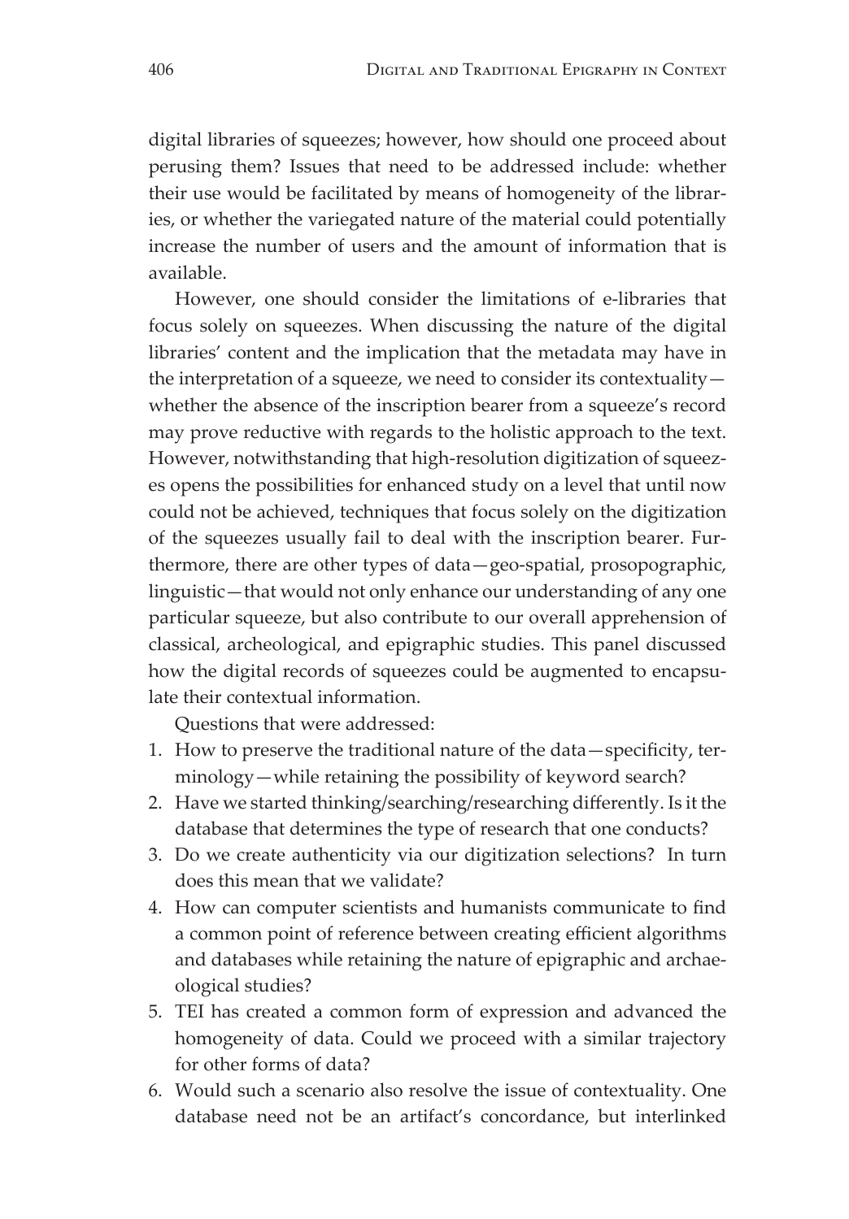digital libraries of squeezes; however, how should one proceed about perusing them? Issues that need to be addressed include: whether their use would be facilitated by means of homogeneity of the libraries, or whether the variegated nature of the material could potentially increase the number of users and the amount of information that is available.

However, one should consider the limitations of e-libraries that focus solely on squeezes. When discussing the nature of the digital libraries' content and the implication that the metadata may have in the interpretation of a squeeze, we need to consider its contextuality—whether the absence of the inscription bearer from a squeeze's record may prove reductive with regards to the holistic approach to the text. However, notwithstanding that high-resolution digitization of squeezes opens the possibilities for enhanced study on a level that until now could not be achieved, techniques that focus solely on the digitization of the squeezes usually fail to deal with the inscription bearer. Furthermore, there are other types of data—geo-spatial, prosopographic, linguistic—that would not only enhance our understanding of any one particular squeeze, but also contribute to our overall apprehension of classical, archeological, and epigraphic studies. This panel discussed how the digital records of squeezes could be augmented to encapsulate their contextual information.

Questions that were addressed:

1. How to preserve the traditional nature of the data—specificity, terminology—while retaining the possibility of keyword search?
2. Have we started thinking/searching/researching differently. Is it the database that determines the type of research that one conducts?
3. Do we create authenticity via our digitization selections? In turn does this mean that we validate?
4. How can computer scientists and humanists communicate to find a common point of reference between creating efficient algorithms and databases while retaining the nature of epigraphic and archaeological studies?
5. TEI has created a common form of expression and advanced the homogeneity of data. Could we proceed with a similar trajectory for other forms of data?
6. Would such a scenario also resolve the issue of contextuality. One database need not be an artifact's concordance, but interlinked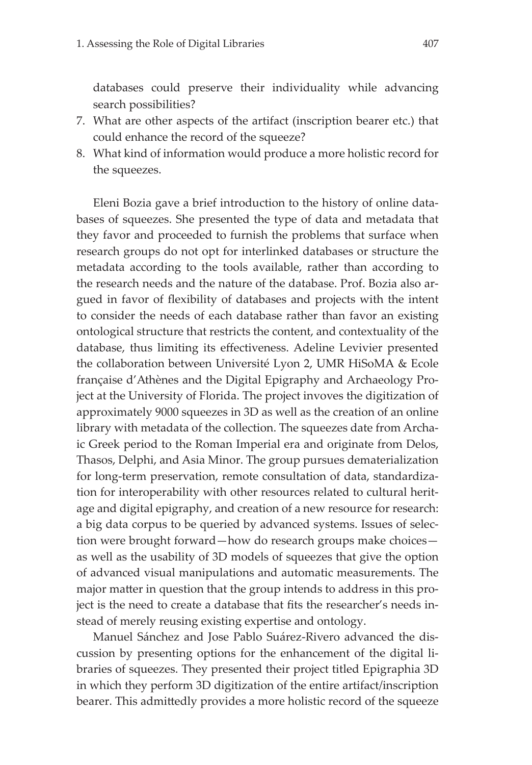databases could preserve their individuality while advancing search possibilities?

7. What are other aspects of the artifact (inscription bearer etc.) that could enhance the record of the squeeze?
8. What kind of information would produce a more holistic record for the squeezes.

Eleni Bozia gave a brief introduction to the history of online databases of squeezes. She presented the type of data and metadata that they favor and proceeded to furnish the problems that surface when research groups do not opt for interlinked databases or structure the metadata according to the tools available, rather than according to the research needs and the nature of the database. Prof. Bozia also argued in favor of flexibility of databases and projects with the intent to consider the needs of each database rather than favor an existing ontological structure that restricts the content, and contextuality of the database, thus limiting its effectiveness. Adeline Levivier presented the collaboration between Université Lyon 2, UMR HiSoMA & Ecole française d'Athènes and the Digital Epigraphy and Archaeology Project at the University of Florida. The project invoves the digitization of approximately 9000 squeezes in 3D as well as the creation of an online library with metadata of the collection. The squeezes date from Archaic Greek period to the Roman Imperial era and originate from Delos, Thasos, Delphi, and Asia Minor. The group pursues dematerialization for long-term preservation, remote consultation of data, standardization for interoperability with other resources related to cultural heritage and digital epigraphy, and creation of a new resource for research: a big data corpus to be queried by advanced systems. Issues of selection were brought forward—how do research groups make choices—as well as the usability of 3D models of squeezes that give the option of advanced visual manipulations and automatic measurements. The major matter in question that the group intends to address in this project is the need to create a database that fits the researcher's needs instead of merely reusing existing expertise and ontology.

Manuel Sánchez and Jose Pablo Suárez-Rivero advanced the discussion by presenting options for the enhancement of the digital libraries of squeezes. They presented their project titled Epigraphia 3D in which they perform 3D digitization of the entire artifact/inscription bearer. This admittedly provides a more holistic record of the squeeze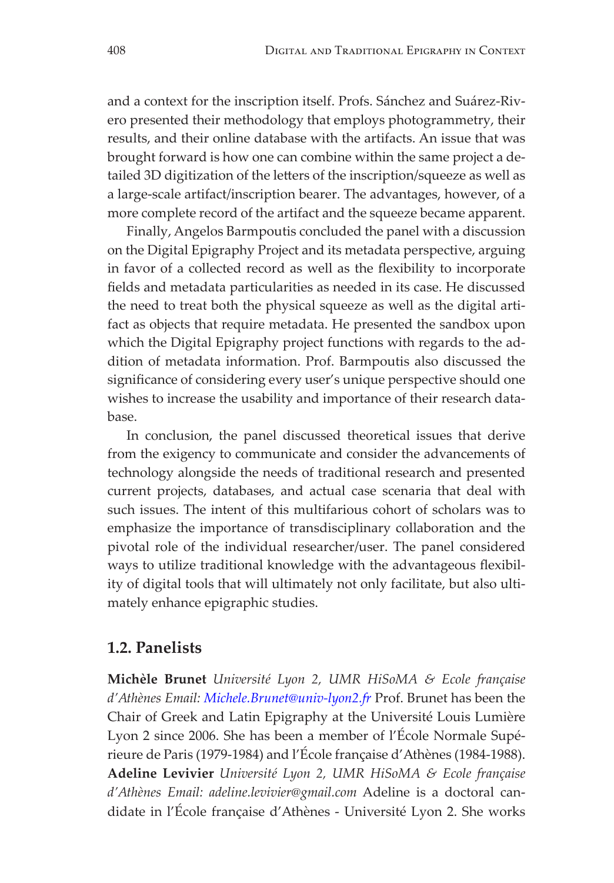and a context for the inscription itself. Profs. Sánchez and Suárez-Rivero presented their methodology that employs photogrammetry, their results, and their online database with the artifacts. An issue that was brought forward is how one can combine within the same project a detailed 3D digitization of the letters of the inscription/squeeze as well as a large-scale artifact/inscription bearer. The advantages, however, of a more complete record of the artifact and the squeeze became apparent.

Finally, Angelos Barmpoutis concluded the panel with a discussion on the Digital Epigraphy Project and its metadata perspective, arguing in favor of a collected record as well as the flexibility to incorporate fields and metadata particularities as needed in its case. He discussed the need to treat both the physical squeeze as well as the digital artifact as objects that require metadata. He presented the sandbox upon which the Digital Epigraphy project functions with regards to the addition of metadata information. Prof. Barmpoutis also discussed the significance of considering every user's unique perspective should one wishes to increase the usability and importance of their research database.

In conclusion, the panel discussed theoretical issues that derive from the exigency to communicate and consider the advancements of technology alongside the needs of traditional research and presented current projects, databases, and actual case scenaria that deal with such issues. The intent of this multifarious cohort of scholars was to emphasize the importance of transdisciplinary collaboration and the pivotal role of the individual researcher/user. The panel considered ways to utilize traditional knowledge with the advantageous flexibility of digital tools that will ultimately not only facilitate, but also ultimately enhance epigraphic studies.

## 1.2. Panelists

**Michèle Brunet** *Université Lyon 2, UMR HiSoMA & Ecole française d'Athènes Email: Michele.Brunet@univ-lyon2.fr* Prof. Brunet has been the Chair of Greek and Latin Epigraphy at the Université Louis Lumière Lyon 2 since 2006. She has been a member of l'École Normale Supérieure de Paris (1979-1984) and l'École française d'Athènes (1984-1988).
**Adeline Levivier** *Université Lyon 2, UMR HiSoMA & Ecole française d'Athènes Email: adeline.levivier@gmail.com* Adeline is a doctoral candidate in l'École française d'Athènes - Université Lyon 2. She works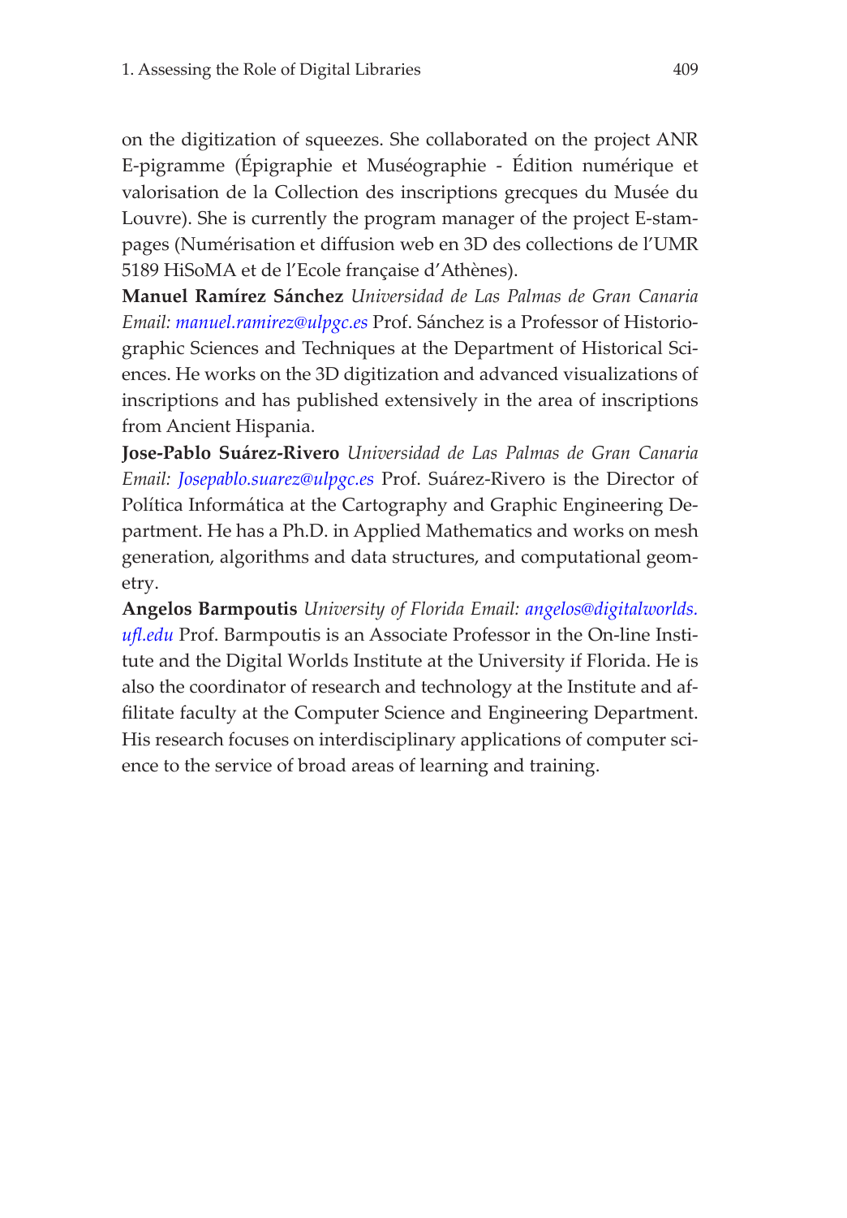on the digitization of squeezes. She collaborated on the project ANR E-pigramme (Épigraphie et Muséographie - Édition numérique et valorisation de la Collection des inscriptions grecques du Musée du Louvre). She is currently the program manager of the project E-stampages (Numérisation et diffusion web en 3D des collections de l'UMR 5189 HiSoMA et de l'Ecole française d'Athènes).

**Manuel Ramírez Sánchez** *Universidad de Las Palmas de Gran Canaria Email: manuel.ramirez@ulpgc.es* Prof. Sánchez is a Professor of Historiographic Sciences and Techniques at the Department of Historical Sciences. He works on the 3D digitization and advanced visualizations of inscriptions and has published extensively in the area of inscriptions from Ancient Hispania.

**Jose-Pablo Suárez-Rivero** *Universidad de Las Palmas de Gran Canaria Email: Josepablo.suarez@ulpgc.es* Prof. Suárez-Rivero is the Director of Política Informática at the Cartography and Graphic Engineering Department. He has a Ph.D. in Applied Mathematics and works on mesh generation, algorithms and data structures, and computational geometry.

**Angelos Barmpoutis** *University of Florida Email: angelos@digitalworlds.ufl.edu* Prof. Barmpoutis is an Associate Professor in the On-line Institute and the Digital Worlds Institute at the University if Florida. He is also the coordinator of research and technology at the Institute and affilitate faculty at the Computer Science and Engineering Department. His research focuses on interdisciplinary applications of computer science to the service of broad areas of learning and training.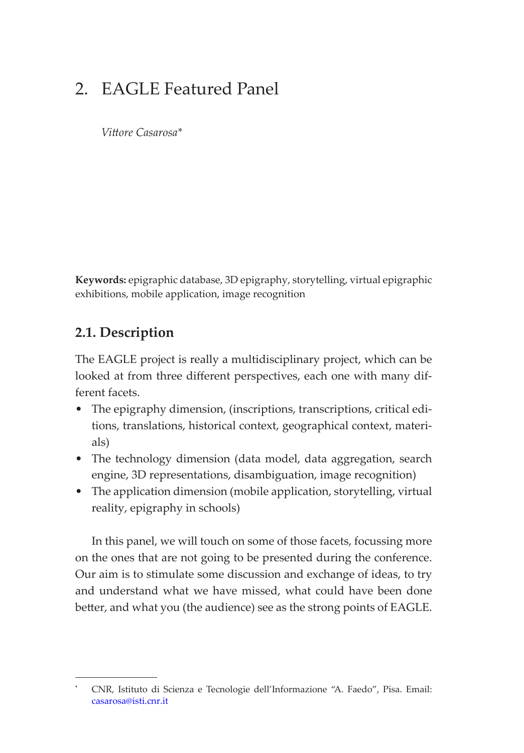# 2. EAGLE Featured Panel

*Vittore Casarosa*[*]

**Keywords:** epigraphic database, 3D epigraphy, storytelling, virtual epigraphic exhibitions, mobile application, image recognition

## 2.1. Description

The EAGLE project is really a multidisciplinary project, which can be looked at from three different perspectives, each one with many different facets.

- The epigraphy dimension, (inscriptions, transcriptions, critical editions, translations, historical context, geographical context, materials)
- The technology dimension (data model, data aggregation, search engine, 3D representations, disambiguation, image recognition)
- The application dimension (mobile application, storytelling, virtual reality, epigraphy in schools)

In this panel, we will touch on some of those facets, focussing more on the ones that are not going to be presented during the conference. Our aim is to stimulate some discussion and exchange of ideas, to try and understand what we have missed, what could have been done better, and what you (the audience) see as the strong points of EAGLE.

---

[*] CNR, Istituto di Scienza e Tecnologie dell'Informazione "A. Faedo", Pisa. Email: casarosa@isti.cnr.it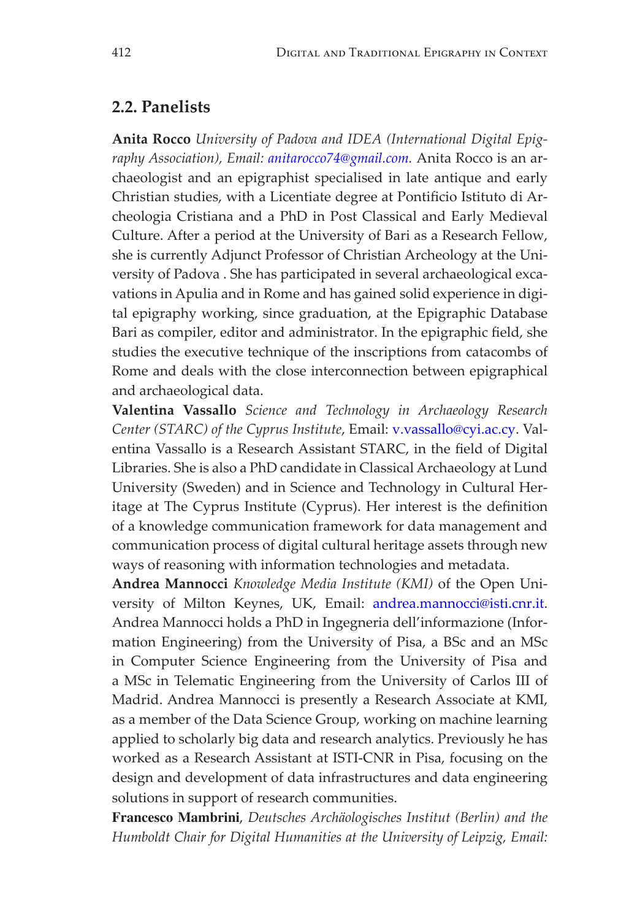## 2.2. Panelists

**Anita Rocco** *University of Padova and IDEA (International Digital Epigraphy Association), Email: anitarocco74@gmail.com.* Anita Rocco is an archaeologist and an epigraphist specialised in late antique and early Christian studies, with a Licentiate degree at Pontificio Istituto di Archeologia Cristiana and a PhD in Post Classical and Early Medieval Culture. After a period at the University of Bari as a Research Fellow, she is currently Adjunct Professor of Christian Archeology at the University of Padova . She has participated in several archaeological excavations in Apulia and in Rome and has gained solid experience in digital epigraphy working, since graduation, at the Epigraphic Database Bari as compiler, editor and administrator. In the epigraphic field, she studies the executive technique of the inscriptions from catacombs of Rome and deals with the close interconnection between epigraphical and archaeological data.

**Valentina Vassallo** *Science and Technology in Archaeology Research Center (STARC) of the Cyprus Institute*, Email: v.vassallo@cyi.ac.cy. Valentina Vassallo is a Research Assistant STARC, in the field of Digital Libraries. She is also a PhD candidate in Classical Archaeology at Lund University (Sweden) and in Science and Technology in Cultural Heritage at The Cyprus Institute (Cyprus). Her interest is the definition of a knowledge communication framework for data management and communication process of digital cultural heritage assets through new ways of reasoning with information technologies and metadata.

**Andrea Mannocci** *Knowledge Media Institute (KMI)* of the Open University of Milton Keynes, UK, Email: andrea.mannocci@isti.cnr.it. Andrea Mannocci holds a PhD in Ingegneria dell'informazione (Information Engineering) from the University of Pisa, a BSc and an MSc in Computer Science Engineering from the University of Pisa and a MSc in Telematic Engineering from the University of Carlos III of Madrid. Andrea Mannocci is presently a Research Associate at KMI, as a member of the Data Science Group, working on machine learning applied to scholarly big data and research analytics. Previously he has worked as a Research Assistant at ISTI-CNR in Pisa, focusing on the design and development of data infrastructures and data engineering solutions in support of research communities.

**Francesco Mambrini**, *Deutsches Archäologisches Institut (Berlin) and the Humboldt Chair for Digital Humanities at the University of Leipzig, Email:*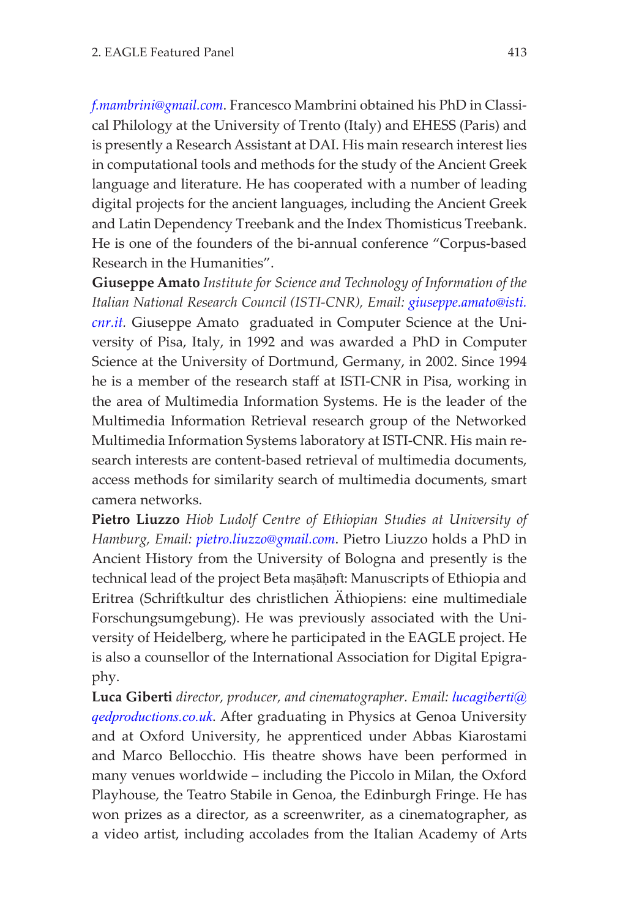*f.mambrini@gmail.com*. Francesco Mambrini obtained his PhD in Classical Philology at the University of Trento (Italy) and EHESS (Paris) and is presently a Research Assistant at DAI. His main research interest lies in computational tools and methods for the study of the Ancient Greek language and literature. He has cooperated with a number of leading digital projects for the ancient languages, including the Ancient Greek and Latin Dependency Treebank and the Index Thomisticus Treebank. He is one of the founders of the bi-annual conference "Corpus-based Research in the Humanities".

**Giuseppe Amato** *Institute for Science and Technology of Information of the Italian National Research Council (ISTI-CNR), Email: giuseppe.amato@isti.cnr.it.* Giuseppe Amato graduated in Computer Science at the University of Pisa, Italy, in 1992 and was awarded a PhD in Computer Science at the University of Dortmund, Germany, in 2002. Since 1994 he is a member of the research staff at ISTI-CNR in Pisa, working in the area of Multimedia Information Systems. He is the leader of the Multimedia Information Retrieval research group of the Networked Multimedia Information Systems laboratory at ISTI-CNR. His main research interests are content-based retrieval of multimedia documents, access methods for similarity search of multimedia documents, smart camera networks.

**Pietro Liuzzo** *Hiob Ludolf Centre of Ethiopian Studies at University of Hamburg, Email: pietro.liuzzo@gmail.com*. Pietro Liuzzo holds a PhD in Ancient History from the University of Bologna and presently is the technical lead of the project Beta maṣāḥəft: Manuscripts of Ethiopia and Eritrea (Schriftkultur des christlichen Äthiopiens: eine multimediale Forschungsumgebung). He was previously associated with the University of Heidelberg, where he participated in the EAGLE project. He is also a counsellor of the International Association for Digital Epigraphy.

**Luca Giberti** *director, producer, and cinematographer. Email: lucagiberti@qedproductions.co.uk*. After graduating in Physics at Genoa University and at Oxford University, he apprenticed under Abbas Kiarostami and Marco Bellocchio. His theatre shows have been performed in many venues worldwide – including the Piccolo in Milan, the Oxford Playhouse, the Teatro Stabile in Genoa, the Edinburgh Fringe. He has won prizes as a director, as a screenwriter, as a cinematographer, as a video artist, including accolades from the Italian Academy of Arts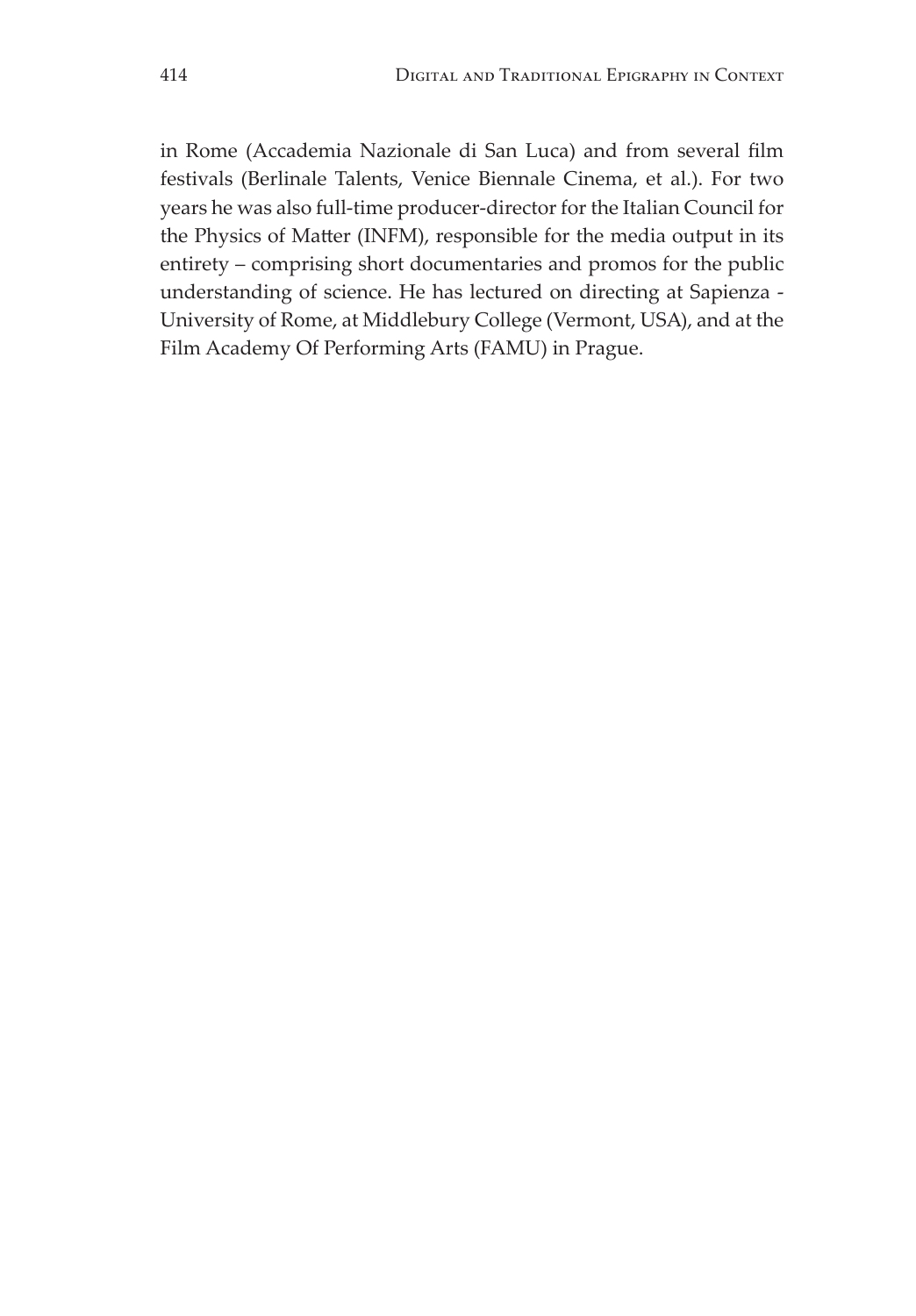in Rome (Accademia Nazionale di San Luca) and from several film festivals (Berlinale Talents, Venice Biennale Cinema, et al.). For two years he was also full-time producer-director for the Italian Council for the Physics of Matter (INFM), responsible for the media output in its entirety – comprising short documentaries and promos for the public understanding of science. He has lectured on directing at Sapienza - University of Rome, at Middlebury College (Vermont, USA), and at the Film Academy Of Performing Arts (FAMU) in Prague.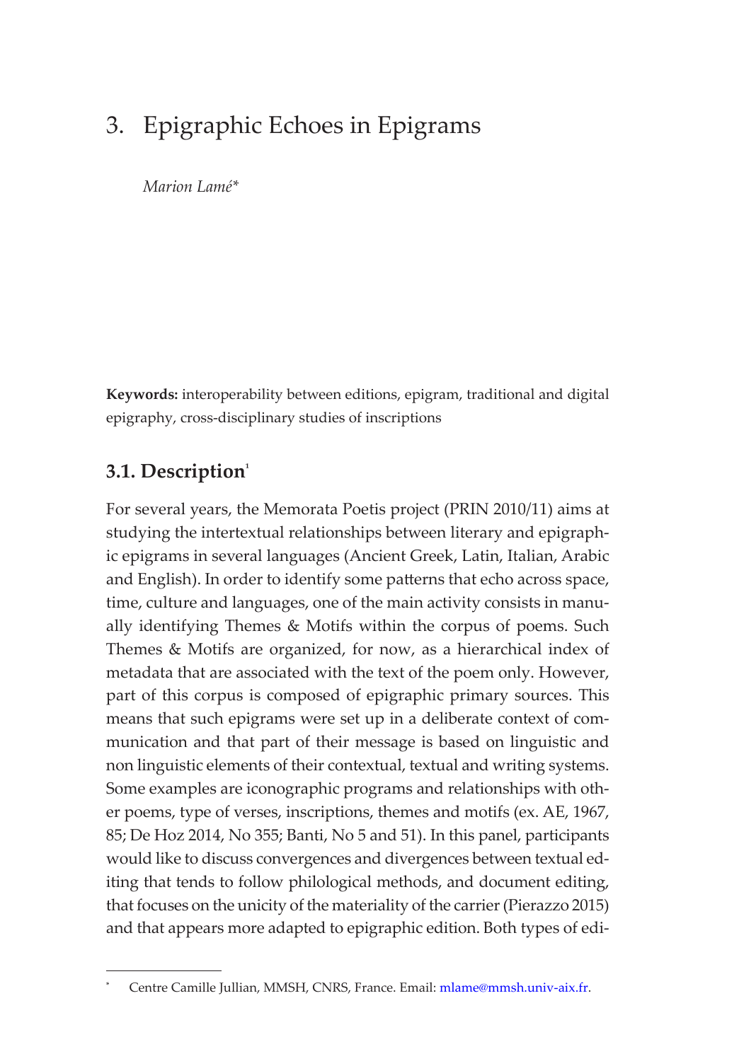# 3. Epigraphic Echoes in Epigrams

*Marion Lamé**

**Keywords:** interoperability between editions, epigram, traditional and digital epigraphy, cross-disciplinary studies of inscriptions

## 3.1. Description[1]

For several years, the Memorata Poetis project (PRIN 2010/11) aims at studying the intertextual relationships between literary and epigraphic epigrams in several languages (Ancient Greek, Latin, Italian, Arabic and English). In order to identify some patterns that echo across space, time, culture and languages, one of the main activity consists in manually identifying Themes & Motifs within the corpus of poems. Such Themes & Motifs are organized, for now, as a hierarchical index of metadata that are associated with the text of the poem only. However, part of this corpus is composed of epigraphic primary sources. This means that such epigrams were set up in a deliberate context of communication and that part of their message is based on linguistic and non linguistic elements of their contextual, textual and writing systems. Some examples are iconographic programs and relationships with other poems, type of verses, inscriptions, themes and motifs (ex. AE, 1967, 85; De Hoz 2014, No 355; Banti, No 5 and 51). In this panel, participants would like to discuss convergences and divergences between textual editing that tends to follow philological methods, and document editing, that focuses on the unicity of the materiality of the carrier (Pierazzo 2015) and that appears more adapted to epigraphic edition. Both types of edi-

\* Centre Camille Jullian, MMSH, CNRS, France. Email: mlame@mmsh.univ-aix.fr.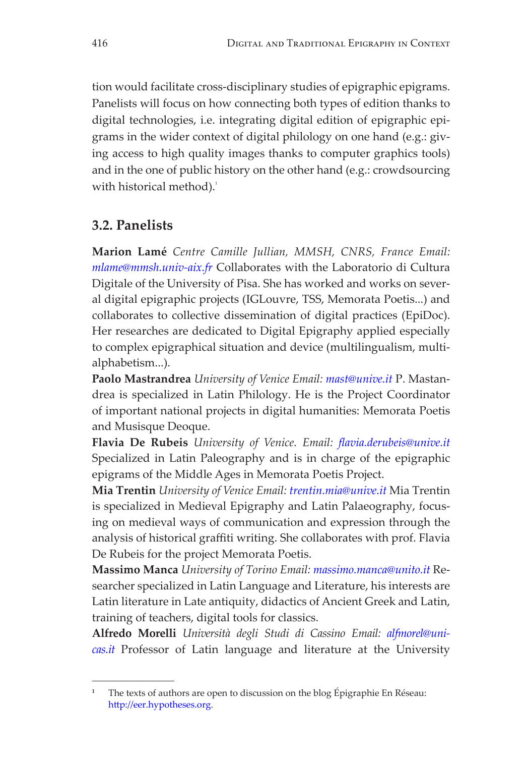tion would facilitate cross-disciplinary studies of epigraphic epigrams. Panelists will focus on how connecting both types of edition thanks to digital technologies, i.e. integrating digital edition of epigraphic epigrams in the wider context of digital philology on one hand (e.g.: giving access to high quality images thanks to computer graphics tools) and in the one of public history on the other hand (e.g.: crowdsourcing with historical method).[1]

## 3.2. Panelists

**Marion Lamé** *Centre Camille Jullian, MMSH, CNRS, France Email: mlame@mmsh.univ-aix.fr* Collaborates with the Laboratorio di Cultura Digitale of the University of Pisa. She has worked and works on several digital epigraphic projects (IGLouvre, TSS, Memorata Poetis...) and collaborates to collective dissemination of digital practices (EpiDoc). Her researches are dedicated to Digital Epigraphy applied especially to complex epigraphical situation and device (multilingualism, multialphabetism...).

**Paolo Mastrandrea** *University of Venice Email: mast@unive.it* P. Mastandrea is specialized in Latin Philology. He is the Project Coordinator of important national projects in digital humanities: Memorata Poetis and Musisque Deoque.

**Flavia De Rubeis** *University of Venice. Email: flavia.derubeis@unive.it* Specialized in Latin Paleography and is in charge of the epigraphic epigrams of the Middle Ages in Memorata Poetis Project.

**Mia Trentin** *University of Venice Email: trentin.mia@unive.it* Mia Trentin is specialized in Medieval Epigraphy and Latin Palaeography, focusing on medieval ways of communication and expression through the analysis of historical graffiti writing. She collaborates with prof. Flavia De Rubeis for the project Memorata Poetis.

**Massimo Manca** *University of Torino Email: massimo.manca@unito.it* Researcher specialized in Latin Language and Literature, his interests are Latin literature in Late antiquity, didactics of Ancient Greek and Latin, training of teachers, digital tools for classics.

**Alfredo Morelli** *Università degli Studi di Cassino Email: alfmorel@unicas.it* Professor of Latin language and literature at the University

---

[1] The texts of authors are open to discussion on the blog Épigraphie En Réseau: http://eer.hypotheses.org.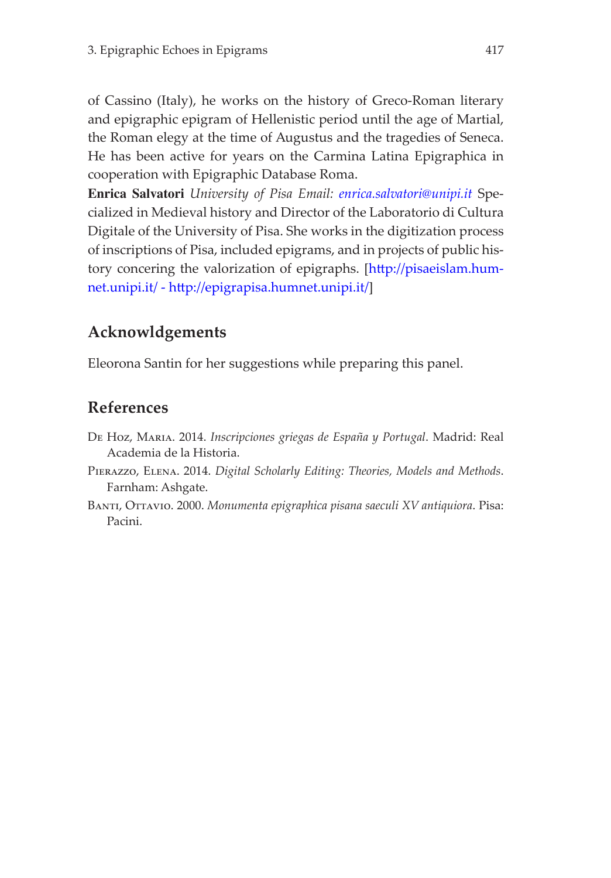of Cassino (Italy), he works on the history of Greco-Roman literary and epigraphic epigram of Hellenistic period until the age of Martial, the Roman elegy at the time of Augustus and the tragedies of Seneca. He has been active for years on the Carmina Latina Epigraphica in cooperation with Epigraphic Database Roma.

**Enrica Salvatori** *University of Pisa Email: enrica.salvatori@unipi.it* Specialized in Medieval history and Director of the Laboratorio di Cultura Digitale of the University of Pisa. She works in the digitization process of inscriptions of Pisa, included epigrams, and in projects of public history concering the valorization of epigraphs. [http://pisaeislam.humnet.unipi.it/ - http://epigrapisa.humnet.unipi.it/]

## Acknowldgements

Eleorona Santin for her suggestions while preparing this panel.

## References

De Hoz, Maria. 2014. *Inscripciones griegas de España y Portugal*. Madrid: Real Academia de la Historia.

Pierazzo, Elena. 2014. *Digital Scholarly Editing: Theories, Models and Methods*. Farnham: Ashgate.

Banti, Ottavio. 2000. *Monumenta epigraphica pisana saeculi XV antiquiora*. Pisa: Pacini.